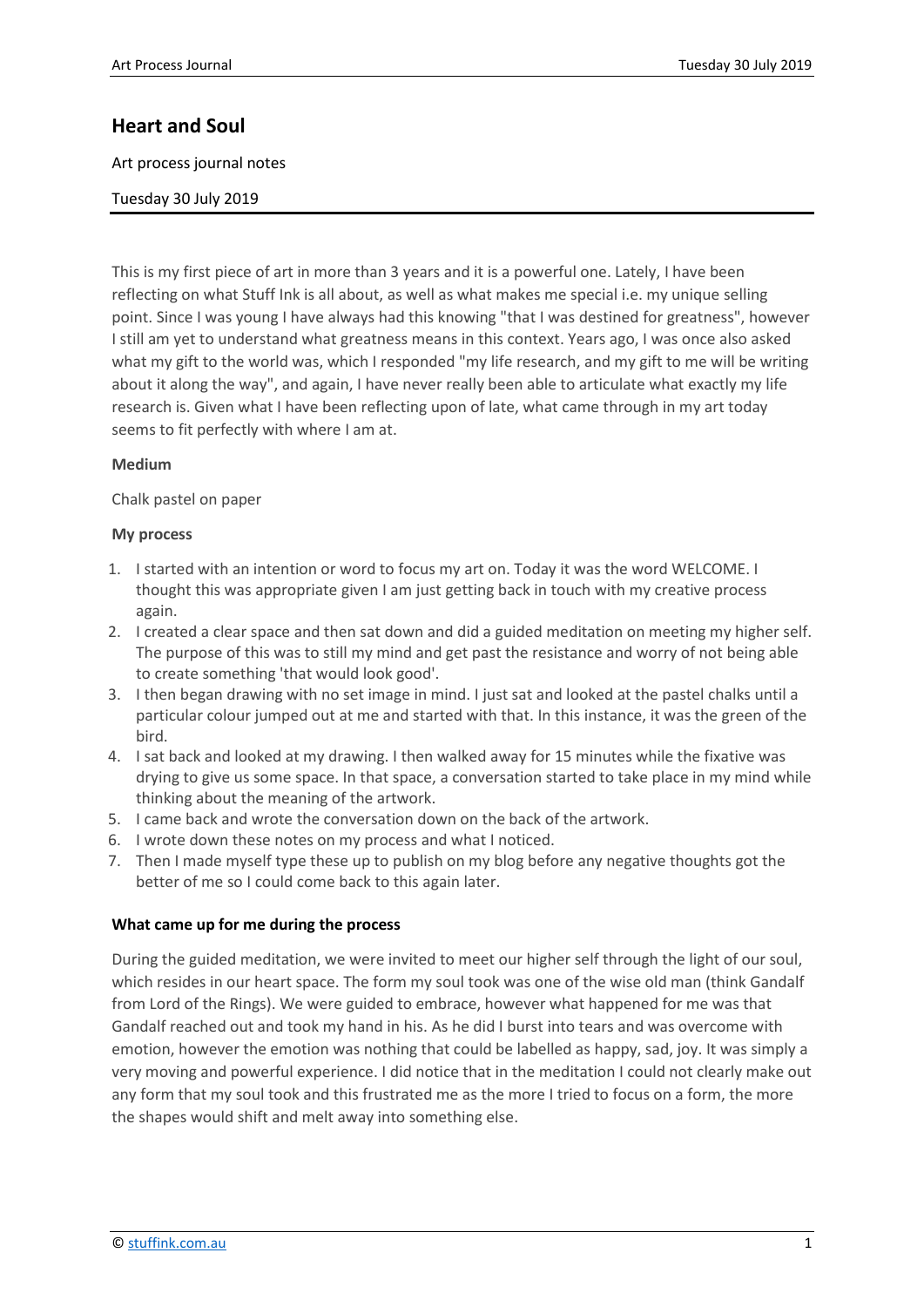# Heart and Soul

Art process journal notes

Tuesday 30 July 2019

This is my first piece of art in more than 3 years and it is a powerful one. Lately, I have been reflecting on what Stuff Ink is all about, as well as what makes me special i.e. my unique selling point. Since I was young I have always had this knowing "that I was destined for greatness", however I still am yet to understand what greatness means in this context. Years ago, I was once also asked what my gift to the world was, which I responded "my life research, and my gift to me will be writing about it along the way", and again, I have never really been able to articulate what exactly my life research is. Given what I have been reflecting upon of late, what came through in my art today seems to fit perfectly with where I am at.

**Medium**

Chalk pastel on paper

**My process**

1. I started with an intention or word to focus my art on. Today it was the word WELCOME. I thought this was appropriate given I am just getting back in touch with my creative process again.
2. I created a clear space and then sat down and did a guided meditation on meeting my higher self. The purpose of this was to still my mind and get past the resistance and worry of not being able to create something 'that would look good'.
3. I then began drawing with no set image in mind. I just sat and looked at the pastel chalks until a particular colour jumped out at me and started with that. In this instance, it was the green of the bird.
4. I sat back and looked at my drawing. I then walked away for 15 minutes while the fixative was drying to give us some space. In that space, a conversation started to take place in my mind while thinking about the meaning of the artwork.
5. I came back and wrote the conversation down on the back of the artwork.
6. I wrote down these notes on my process and what I noticed.
7. Then I made myself type these up to publish on my blog before any negative thoughts got the better of me so I could come back to this again later.

**What came up for me during the process**

During the guided meditation, we were invited to meet our higher self through the light of our soul, which resides in our heart space. The form my soul took was one of the wise old man (think Gandalf from Lord of the Rings). We were guided to embrace, however what happened for me was that Gandalf reached out and took my hand in his. As he did I burst into tears and was overcome with emotion, however the emotion was nothing that could be labelled as happy, sad, joy. It was simply a very moving and powerful experience. I did notice that in the meditation I could not clearly make out any form that my soul took and this frustrated me as the more I tried to focus on a form, the more the shapes would shift and melt away into something else.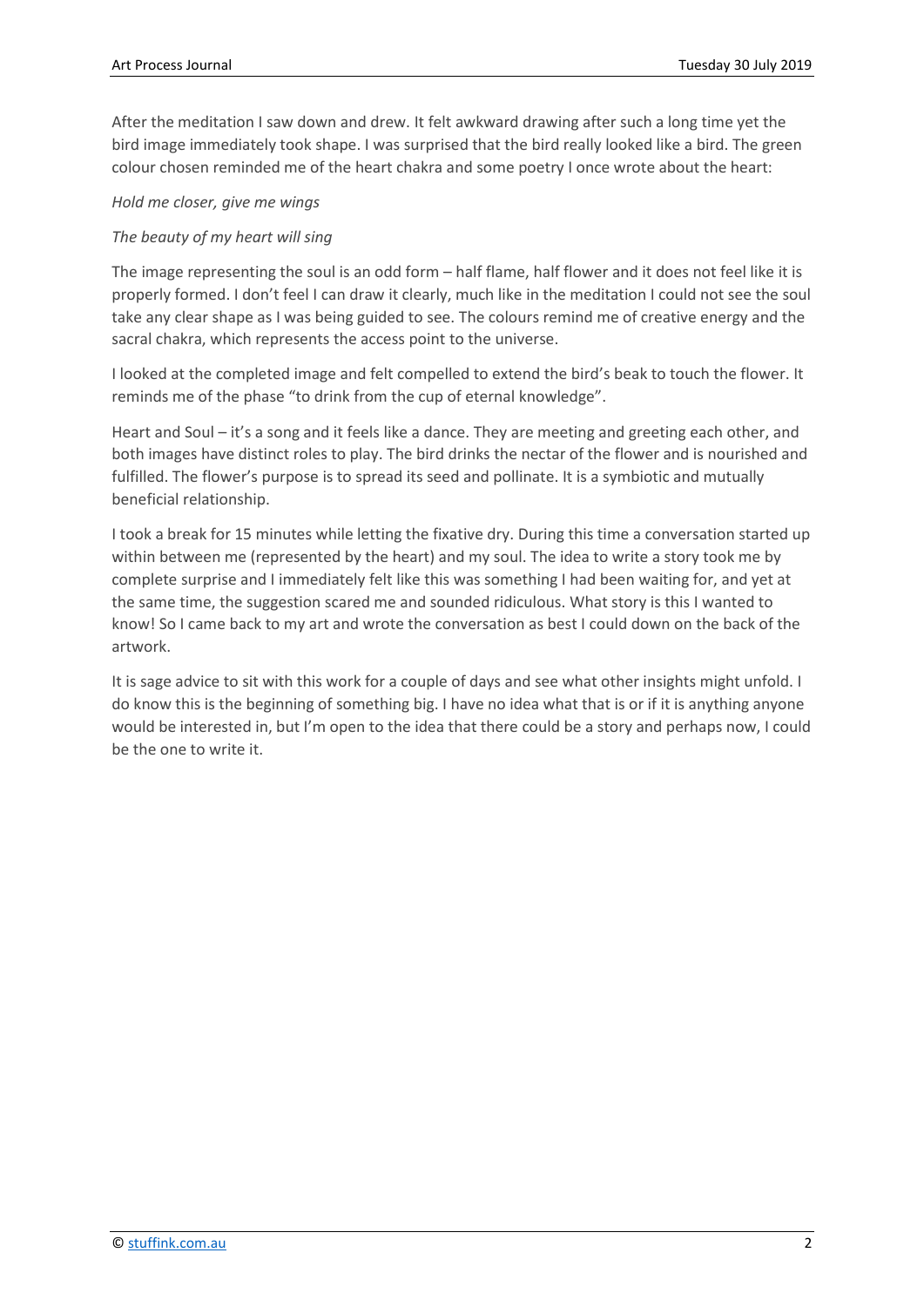After the meditation I saw down and drew. It felt awkward drawing after such a long time yet the bird image immediately took shape. I was surprised that the bird really looked like a bird. The green colour chosen reminded me of the heart chakra and some poetry I once wrote about the heart:

*Hold me closer, give me wings*

*The beauty of my heart will sing*

The image representing the soul is an odd form – half flame, half flower and it does not feel like it is properly formed. I don't feel I can draw it clearly, much like in the meditation I could not see the soul take any clear shape as I was being guided to see. The colours remind me of creative energy and the sacral chakra, which represents the access point to the universe.

I looked at the completed image and felt compelled to extend the bird's beak to touch the flower. It reminds me of the phase "to drink from the cup of eternal knowledge".

Heart and Soul – it's a song and it feels like a dance. They are meeting and greeting each other, and both images have distinct roles to play. The bird drinks the nectar of the flower and is nourished and fulfilled. The flower's purpose is to spread its seed and pollinate. It is a symbiotic and mutually beneficial relationship.

I took a break for 15 minutes while letting the fixative dry. During this time a conversation started up within between me (represented by the heart) and my soul. The idea to write a story took me by complete surprise and I immediately felt like this was something I had been waiting for, and yet at the same time, the suggestion scared me and sounded ridiculous. What story is this I wanted to know! So I came back to my art and wrote the conversation as best I could down on the back of the artwork.

It is sage advice to sit with this work for a couple of days and see what other insights might unfold. I do know this is the beginning of something big. I have no idea what that is or if it is anything anyone would be interested in, but I'm open to the idea that there could be a story and perhaps now, I could be the one to write it.